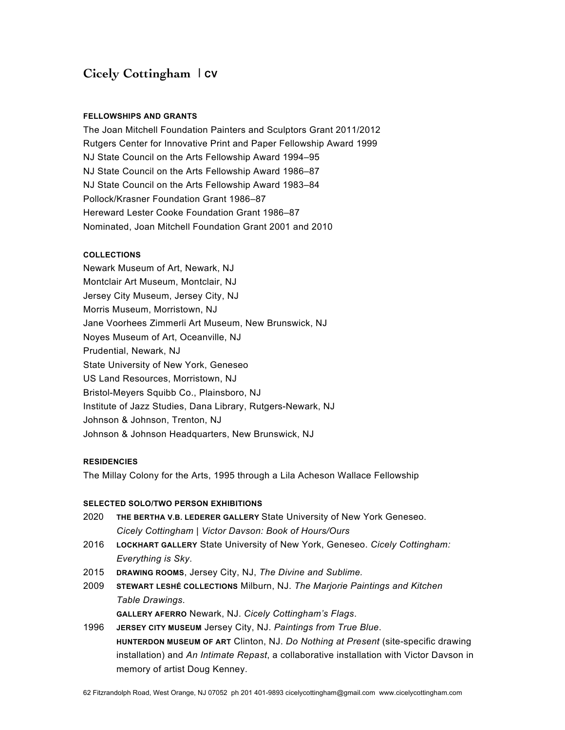# Cicely Cottingham | CV

### FELLOWSHIPS AND GRANTS

The Joan Mitchell Foundation Painters and Sculptors Grant 2011/2012
Rutgers Center for Innovative Print and Paper Fellowship Award 1999
NJ State Council on the Arts Fellowship Award 1994–95
NJ State Council on the Arts Fellowship Award 1986–87
NJ State Council on the Arts Fellowship Award 1983–84
Pollock/Krasner Foundation Grant 1986–87
Hereward Lester Cooke Foundation Grant 1986–87
Nominated, Joan Mitchell Foundation Grant 2001 and 2010

### COLLECTIONS

Newark Museum of Art, Newark, NJ
Montclair Art Museum, Montclair, NJ
Jersey City Museum, Jersey City, NJ
Morris Museum, Morristown, NJ
Jane Voorhees Zimmerli Art Museum, New Brunswick, NJ
Noyes Museum of Art, Oceanville, NJ
Prudential, Newark, NJ
State University of New York, Geneseo
US Land Resources, Morristown, NJ
Bristol-Meyers Squibb Co., Plainsboro, NJ
Institute of Jazz Studies, Dana Library, Rutgers-Newark, NJ
Johnson & Johnson, Trenton, NJ
Johnson & Johnson Headquarters, New Brunswick, NJ

### RESIDENCIES

The Millay Colony for the Arts, 1995 through a Lila Acheson Wallace Fellowship

### SELECTED SOLO/TWO PERSON EXHIBITIONS

2020 **THE BERTHA V.B. LEDERER GALLERY** State University of New York Geneseo. *Cicely Cottingham | Victor Davson: Book of Hours/Ours*

2016 **LOCKHART GALLERY** State University of New York, Geneseo. *Cicely Cottingham: Everything is Sky*.

2015 **DRAWING ROOMS**, Jersey City, NJ, *The Divine and Sublime.*

2009 **STEWART LESHÉ COLLECTIONS** Milburn, NJ. *The Marjorie Paintings and Kitchen Table Drawings*.
**GALLERY AFERRO** Newark, NJ. *Cicely Cottingham's Flags*.

1996 **JERSEY CITY MUSEUM** Jersey City, NJ. *Paintings from True Blue*.
**HUNTERDON MUSEUM OF ART** Clinton, NJ. *Do Nothing at Present* (site-specific drawing installation) and *An Intimate Repast*, a collaborative installation with Victor Davson in memory of artist Doug Kenney.

62 Fitzrandolph Road, West Orange, NJ 07052 ph 201 401-9893 cicelycottingham@gmail.com www.cicelycottingham.com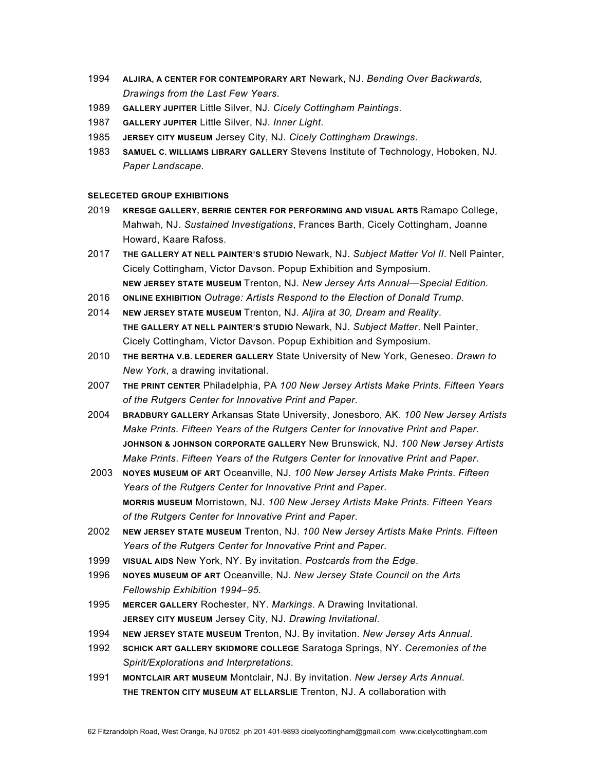- 1994 **ALJIRA, A CENTER FOR CONTEMPORARY ART** Newark, NJ. *Bending Over Backwards, Drawings from the Last Few Years*.
- 1989 **GALLERY JUPITER** Little Silver, NJ. *Cicely Cottingham Paintings*.
- 1987 **GALLERY JUPITER** Little Silver, NJ. *Inner Light*.
- 1985 **JERSEY CITY MUSEUM** Jersey City, NJ. *Cicely Cottingham Drawings*.
- 1983 **SAMUEL C. WILLIAMS LIBRARY GALLERY** Stevens Institute of Technology, Hoboken, NJ. *Paper Landscape.*

**SELECETED GROUP EXHIBITIONS**

- 2019 **KRESGE GALLERY, BERRIE CENTER FOR PERFORMING AND VISUAL ARTS** Ramapo College, Mahwah, NJ. *Sustained Investigations*, Frances Barth, Cicely Cottingham, Joanne Howard, Kaare Rafoss.
- 2017 **THE GALLERY AT NELL PAINTER'S STUDIO** Newark, NJ. *Subject Matter Vol II*. Nell Painter, Cicely Cottingham, Victor Davson. Popup Exhibition and Symposium.
  **NEW JERSEY STATE MUSEUM** Trenton, NJ. *New Jersey Arts Annual—Special Edition.*
- 2016 **ONLINE EXHIBITION** *Outrage: Artists Respond to the Election of Donald Trump*.
- 2014 **NEW JERSEY STATE MUSEUM** Trenton, NJ. *Aljira at 30, Dream and Reality*.
  **THE GALLERY AT NELL PAINTER'S STUDIO** Newark, NJ. *Subject Matter*. Nell Painter, Cicely Cottingham, Victor Davson. Popup Exhibition and Symposium.
- 2010 **THE BERTHA V.B. LEDERER GALLERY** State University of New York, Geneseo. *Drawn to New York*, a drawing invitational.
- 2007 **THE PRINT CENTER** Philadelphia, PA *100 New Jersey Artists Make Prints*. *Fifteen Years of the Rutgers Center for Innovative Print and Paper*.
- 2004 **BRADBURY GALLERY** Arkansas State University, Jonesboro, AK. *100 New Jersey Artists Make Prints. Fifteen Years of the Rutgers Center for Innovative Print and Paper.*
  **JOHNSON & JOHNSON CORPORATE GALLERY** New Brunswick, NJ. *100 New Jersey Artists Make Prints*. *Fifteen Years of the Rutgers Center for Innovative Print and Paper*.
- 2003 **NOYES MUSEUM OF ART** Oceanville, NJ. *100 New Jersey Artists Make Prints*. *Fifteen Years of the Rutgers Center for Innovative Print and Paper*.
  **MORRIS MUSEUM** Morristown, NJ. *100 New Jersey Artists Make Prints. Fifteen Years of the Rutgers Center for Innovative Print and Paper*.
- 2002 **NEW JERSEY STATE MUSEUM** Trenton, NJ. *100 New Jersey Artists Make Prints. Fifteen Years of the Rutgers Center for Innovative Print and Paper*.
- 1999 **VISUAL AIDS** New York, NY. By invitation. *Postcards from the Edge*.
- 1996 **NOYES MUSEUM OF ART** Oceanville, NJ. *New Jersey State Council on the Arts Fellowship Exhibition 1994–95.*
- 1995 **MERCER GALLERY** Rochester, NY. *Markings*. A Drawing Invitational.
  **JERSEY CITY MUSEUM** Jersey City, NJ. *Drawing Invitational*.
- 1994 **NEW JERSEY STATE MUSEUM** Trenton, NJ. By invitation. *New Jersey Arts Annual*.
- 1992 **SCHICK ART GALLERY SKIDMORE COLLEGE** Saratoga Springs, NY. *Ceremonies of the Spirit/Explorations and Interpretations*.
- 1991 **MONTCLAIR ART MUSEUM** Montclair, NJ. By invitation. *New Jersey Arts Annual*.
  **THE TRENTON CITY MUSEUM AT ELLARSLIE** Trenton, NJ. A collaboration with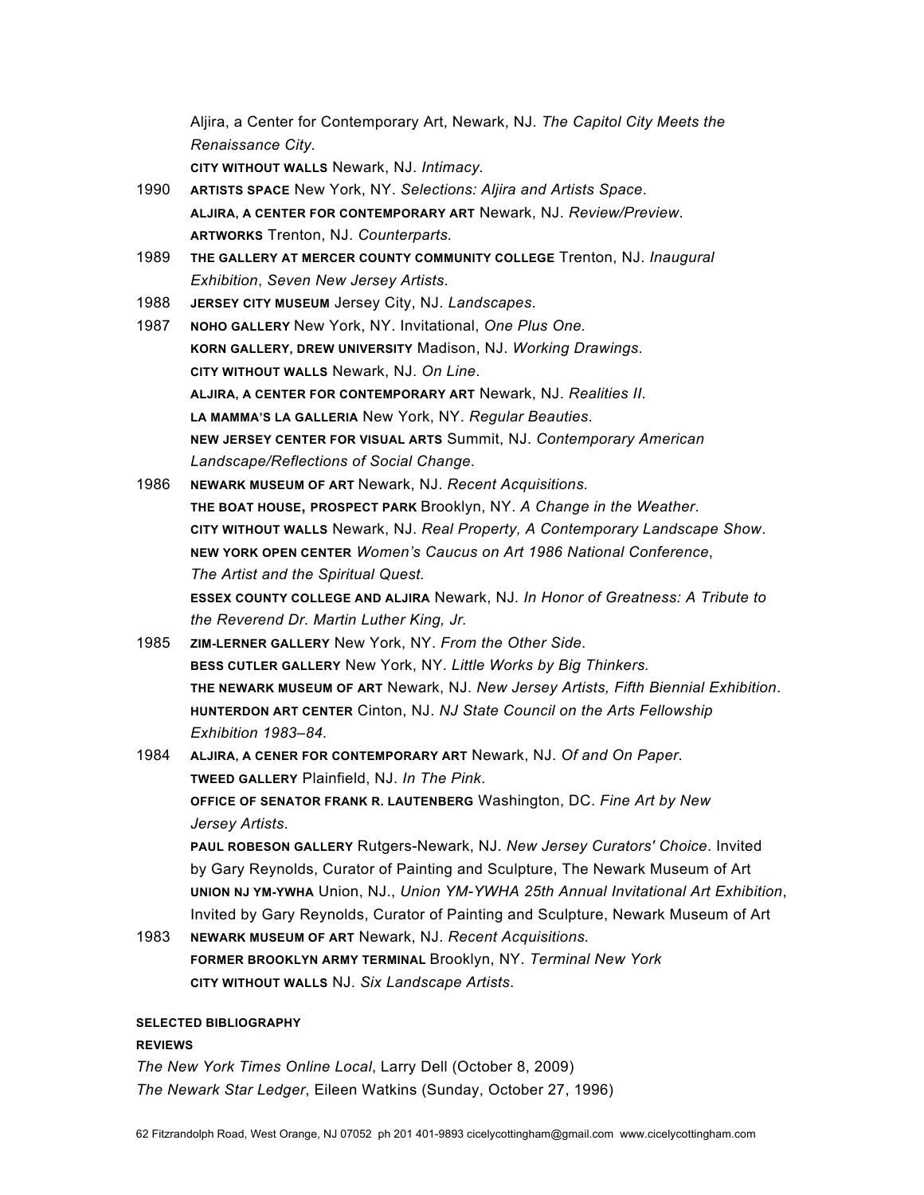Aljira, a Center for Contemporary Art, Newark, NJ. *The Capitol City Meets the Renaissance City*.
**CITY WITHOUT WALLS** Newark, NJ. *Intimacy.*

1990 **ARTISTS SPACE** New York, NY. *Selections: Aljira and Artists Space*.
**ALJIRA, A CENTER FOR CONTEMPORARY ART** Newark, NJ. *Review/Preview*.
**ARTWORKS** Trenton, NJ. *Counterparts.*

1989 **THE GALLERY AT MERCER COUNTY COMMUNITY COLLEGE** Trenton, NJ. *Inaugural Exhibition*, *Seven New Jersey Artists*.

1988 **JERSEY CITY MUSEUM** Jersey City, NJ. *Landscapes*.

1987 **NOHO GALLERY** New York, NY. Invitational, *One Plus One*.
**KORN GALLERY, DREW UNIVERSITY** Madison, NJ. *Working Drawings*.
**CITY WITHOUT WALLS** Newark, NJ. *On Line*.
**ALJIRA, A CENTER FOR CONTEMPORARY ART** Newark, NJ. *Realities II*.
**LA MAMMA'S LA GALLERIA** New York, NY. *Regular Beauties*.
**NEW JERSEY CENTER FOR VISUAL ARTS** Summit, NJ. *Contemporary American Landscape/Reflections of Social Change*.

1986 **NEWARK MUSEUM OF ART** Newark, NJ. *Recent Acquisitions.*
**THE BOAT HOUSE, PROSPECT PARK** Brooklyn, NY. *A Change in the Weather*.
**CITY WITHOUT WALLS** Newark, NJ. *Real Property, A Contemporary Landscape Show*.
**NEW YORK OPEN CENTER** *Women's Caucus on Art 1986 National Conference*, *The Artist and the Spiritual Quest.*
**ESSEX COUNTY COLLEGE AND ALJIRA** Newark, NJ*. In Honor of Greatness: A Tribute to the Reverend Dr. Martin Luther King, Jr.*

1985 **ZIM-LERNER GALLERY** New York, NY. *From the Other Side*.
**BESS CUTLER GALLERY** New York, NY. *Little Works by Big Thinkers.*
**THE NEWARK MUSEUM OF ART** Newark, NJ. *New Jersey Artists, Fifth Biennial Exhibition*.
**HUNTERDON ART CENTER** Cinton, NJ. *NJ State Council on the Arts Fellowship Exhibition 1983–84.*

1984 **ALJIRA, A CENER FOR CONTEMPORARY ART** Newark, NJ. *Of and On Paper*.
**TWEED GALLERY** Plainfield, NJ. *In The Pink*.
**OFFICE OF SENATOR FRANK R. LAUTENBERG** Washington, DC. *Fine Art by New Jersey Artists*.
**PAUL ROBESON GALLERY** Rutgers-Newark, NJ. *New Jersey Curators' Choice*. Invited by Gary Reynolds, Curator of Painting and Sculpture, The Newark Museum of Art
**UNION NJ YM-YWHA** Union, NJ., *Union YM-YWHA 25th Annual Invitational Art Exhibition*, Invited by Gary Reynolds, Curator of Painting and Sculpture, Newark Museum of Art

1983 **NEWARK MUSEUM OF ART** Newark, NJ. *Recent Acquisitions.*
**FORMER BROOKLYN ARMY TERMINAL** Brooklyn, NY. *Terminal New York*
**CITY WITHOUT WALLS** NJ. *Six Landscape Artists*.

**SELECTED BIBLIOGRAPHY**

**REVIEWS**

*The New York Times Online Local*, Larry Dell (October 8, 2009)
*The Newark Star Ledger*, Eileen Watkins (Sunday, October 27, 1996)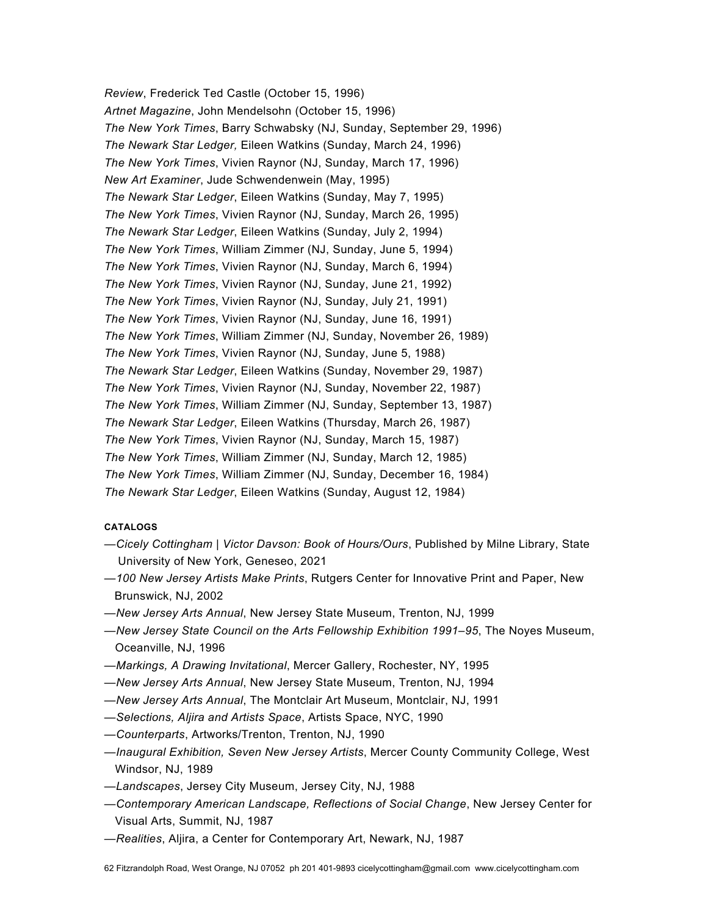*Review*, Frederick Ted Castle (October 15, 1996)
*Artnet Magazine*, John Mendelsohn (October 15, 1996)
*The New York Times*, Barry Schwabsky (NJ, Sunday, September 29, 1996)
*The Newark Star Ledger,* Eileen Watkins (Sunday, March 24, 1996)
*The New York Times*, Vivien Raynor (NJ, Sunday, March 17, 1996)
*New Art Examiner*, Jude Schwendenwein (May, 1995)
*The Newark Star Ledger*, Eileen Watkins (Sunday, May 7, 1995)
*The New York Times*, Vivien Raynor (NJ, Sunday, March 26, 1995)
*The Newark Star Ledger*, Eileen Watkins (Sunday, July 2, 1994)
*The New York Times*, William Zimmer (NJ, Sunday, June 5, 1994)
*The New York Times*, Vivien Raynor (NJ, Sunday, March 6, 1994)
*The New York Times*, Vivien Raynor (NJ, Sunday, June 21, 1992)
*The New York Times*, Vivien Raynor (NJ, Sunday, July 21, 1991)
*The New York Times*, Vivien Raynor (NJ, Sunday, June 16, 1991)
*The New York Times*, William Zimmer (NJ, Sunday, November 26, 1989)
*The New York Times*, Vivien Raynor (NJ, Sunday, June 5, 1988)
*The Newark Star Ledger*, Eileen Watkins (Sunday, November 29, 1987)
*The New York Times*, Vivien Raynor (NJ, Sunday, November 22, 1987)
*The New York Times*, William Zimmer (NJ, Sunday, September 13, 1987)
*The Newark Star Ledger*, Eileen Watkins (Thursday, March 26, 1987)
*The New York Times*, Vivien Raynor (NJ, Sunday, March 15, 1987)
*The New York Times*, William Zimmer (NJ, Sunday, March 12, 1985)
*The New York Times*, William Zimmer (NJ, Sunday, December 16, 1984)
*The Newark Star Ledger*, Eileen Watkins (Sunday, August 12, 1984)

**CATALOGS**

—*Cicely Cottingham | Victor Davson: Book of Hours/Ours*, Published by Milne Library, State University of New York, Geneseo, 2021
—*100 New Jersey Artists Make Prints*, Rutgers Center for Innovative Print and Paper, New Brunswick, NJ, 2002
—*New Jersey Arts Annual*, New Jersey State Museum, Trenton, NJ, 1999
—*New Jersey State Council on the Arts Fellowship Exhibition 1991–95*, The Noyes Museum, Oceanville, NJ, 1996
—*Markings, A Drawing Invitational*, Mercer Gallery, Rochester, NY, 1995
—*New Jersey Arts Annual*, New Jersey State Museum, Trenton, NJ, 1994
—*New Jersey Arts Annual*, The Montclair Art Museum, Montclair, NJ, 1991
—*Selections, Aljira and Artists Space*, Artists Space, NYC, 1990
—*Counterparts*, Artworks/Trenton, Trenton, NJ, 1990
—*Inaugural Exhibition, Seven New Jersey Artists*, Mercer County Community College, West Windsor, NJ, 1989
—*Landscapes*, Jersey City Museum, Jersey City, NJ, 1988
—*Contemporary American Landscape, Reflections of Social Change*, New Jersey Center for Visual Arts, Summit, NJ, 1987
—*Realities*, Aljira, a Center for Contemporary Art, Newark, NJ, 1987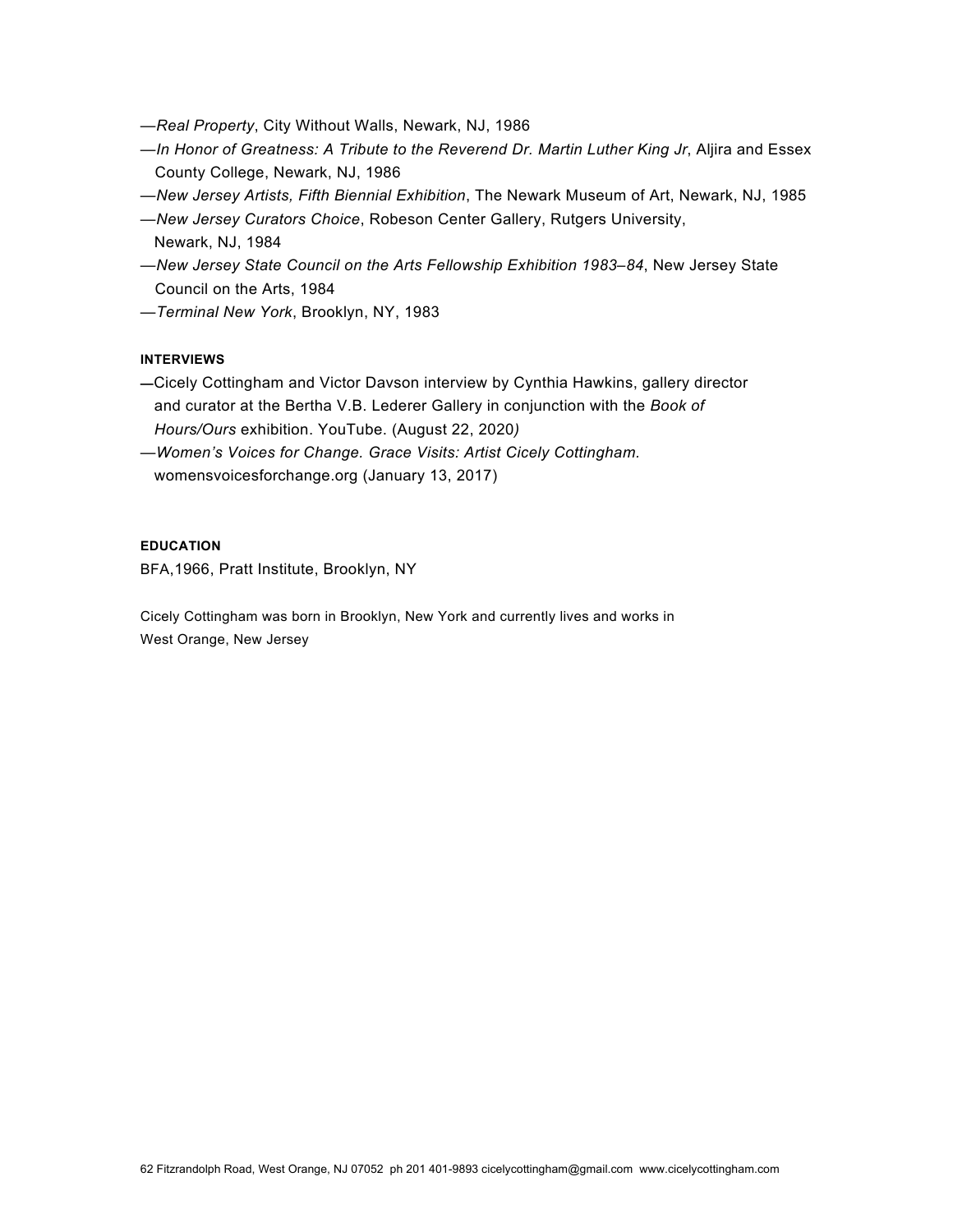—*Real Property*, City Without Walls, Newark, NJ, 1986
—*In Honor of Greatness: A Tribute to the Reverend Dr. Martin Luther King Jr*, Aljira and Essex County College, Newark, NJ, 1986
—*New Jersey Artists, Fifth Biennial Exhibition*, The Newark Museum of Art, Newark, NJ, 1985
—*New Jersey Curators Choice*, Robeson Center Gallery, Rutgers University, Newark, NJ, 1984
—*New Jersey State Council on the Arts Fellowship Exhibition 1983–84*, New Jersey State Council on the Arts, 1984
—*Terminal New York*, Brooklyn, NY, 1983

**INTERVIEWS**

—Cicely Cottingham and Victor Davson interview by Cynthia Hawkins, gallery director and curator at the Bertha V.B. Lederer Gallery in conjunction with the *Book of Hours/Ours* exhibition. YouTube. (August 22, 2020)
—*Women's Voices for Change. Grace Visits: Artist Cicely Cottingham.* womensvoicesforchange.org (January 13, 2017)

**EDUCATION**

BFA,1966, Pratt Institute, Brooklyn, NY

Cicely Cottingham was born in Brooklyn, New York and currently lives and works in West Orange, New Jersey

62 Fitzrandolph Road, West Orange, NJ 07052 ph 201 401-9893 cicelycottingham@gmail.com www.cicelycottingham.com